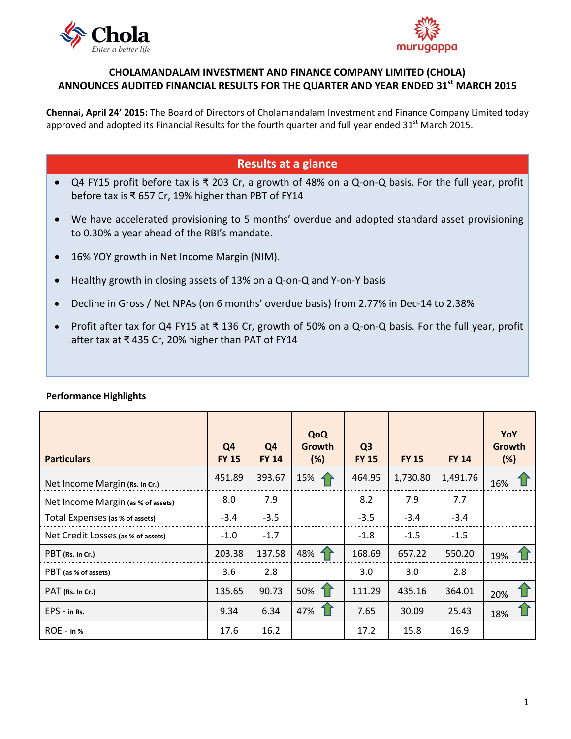# CHOLAMANDALAM INVESTMENT AND FINANCE COMPANY LIMITED (CHOLA) ANNOUNCES AUDITED FINANCIAL RESULTS FOR THE QUARTER AND YEAR ENDED 31st MARCH 2015

**Chennai, April 24' 2015:** The Board of Directors of Cholamandalam Investment and Finance Company Limited today approved and adopted its Financial Results for the fourth quarter and full year ended 31st March 2015.

## Results at a glance

- Q4 FY15 profit before tax is ₹ 203 Cr, a growth of 48% on a Q-on-Q basis. For the full year, profit before tax is ₹ 657 Cr, 19% higher than PBT of FY14
- We have accelerated provisioning to 5 months' overdue and adopted standard asset provisioning to 0.30% a year ahead of the RBI's mandate.
- 16% YOY growth in Net Income Margin (NIM).
- Healthy growth in closing assets of 13% on a Q-on-Q and Y-on-Y basis
- Decline in Gross / Net NPAs (on 6 months' overdue basis) from 2.77% in Dec-14 to 2.38%
- Profit after tax for Q4 FY15 at ₹ 136 Cr, growth of 50% on a Q-on-Q basis. For the full year, profit after tax at ₹ 435 Cr, 20% higher than PAT of FY14

**Performance Highlights**

| Particulars | Q4 FY 15 | Q4 FY 14 | QoQ Growth (%) | Q3 FY 15 | FY 15 | FY 14 | YoY Growth (%) |
|---|---|---|---|---|---|---|---|
| Net Income Margin (Rs. In Cr.) | 451.89 | 393.67 | 15% ↑ | 464.95 | 1,730.80 | 1,491.76 | 16% ↑ |
| Net Income Margin (as % of assets) | 8.0 | 7.9 | | 8.2 | 7.9 | 7.7 | |
| Total Expenses (as % of assets) | -3.4 | -3.5 | | -3.5 | -3.4 | -3.4 | |
| Net Credit Losses (as % of assets) | -1.0 | -1.7 | | -1.8 | -1.5 | -1.5 | |
| PBT (Rs. In Cr.) | 203.38 | 137.58 | 48% ↑ | 168.69 | 657.22 | 550.20 | 19% ↑ |
| PBT (as % of assets) | 3.6 | 2.8 | | 3.0 | 3.0 | 2.8 | |
| PAT (Rs. In Cr.) | 135.65 | 90.73 | 50% ↑ | 111.29 | 435.16 | 364.01 | 20% ↑ |
| EPS - in Rs. | 9.34 | 6.34 | 47% ↑ | 7.65 | 30.09 | 25.43 | 18% ↑ |
| ROE - in % | 17.6 | 16.2 | | 17.2 | 15.8 | 16.9 | |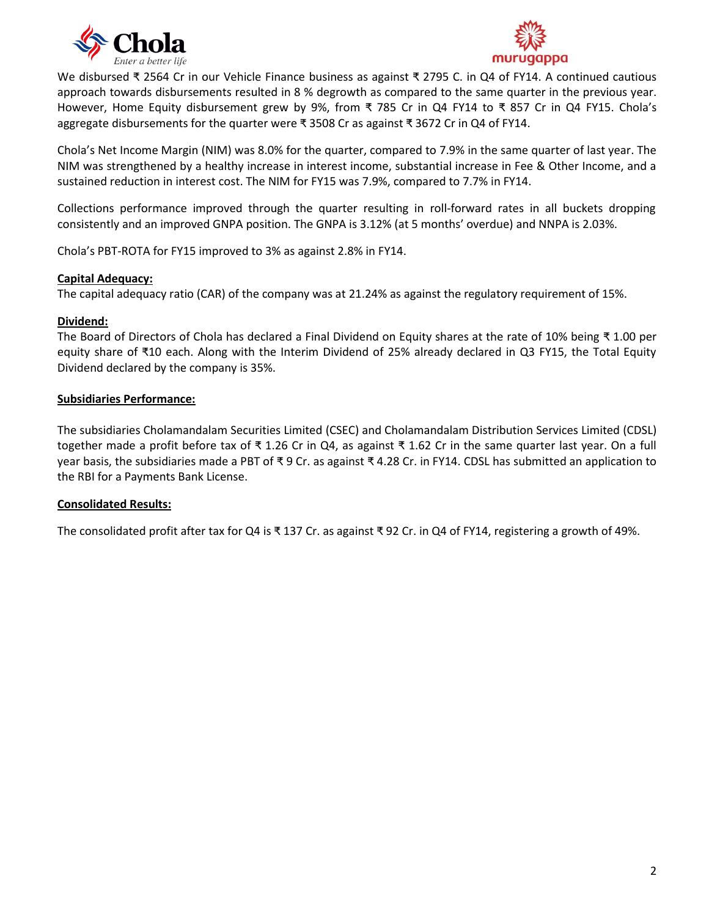We disbursed ₹ 2564 Cr in our Vehicle Finance business as against ₹ 2795 C. in Q4 of FY14. A continued cautious approach towards disbursements resulted in 8 % degrowth as compared to the same quarter in the previous year. However, Home Equity disbursement grew by 9%, from ₹ 785 Cr in Q4 FY14 to ₹ 857 Cr in Q4 FY15. Chola's aggregate disbursements for the quarter were ₹ 3508 Cr as against ₹ 3672 Cr in Q4 of FY14.

Chola's Net Income Margin (NIM) was 8.0% for the quarter, compared to 7.9% in the same quarter of last year. The NIM was strengthened by a healthy increase in interest income, substantial increase in Fee & Other Income, and a sustained reduction in interest cost. The NIM for FY15 was 7.9%, compared to 7.7% in FY14.

Collections performance improved through the quarter resulting in roll-forward rates in all buckets dropping consistently and an improved GNPA position. The GNPA is 3.12% (at 5 months' overdue) and NNPA is 2.03%.

Chola's PBT-ROTA for FY15 improved to 3% as against 2.8% in FY14.

**Capital Adequacy:**

The capital adequacy ratio (CAR) of the company was at 21.24% as against the regulatory requirement of 15%.

**Dividend:**

The Board of Directors of Chola has declared a Final Dividend on Equity shares at the rate of 10% being ₹ 1.00 per equity share of ₹10 each. Along with the Interim Dividend of 25% already declared in Q3 FY15, the Total Equity Dividend declared by the company is 35%.

**Subsidiaries Performance:**

The subsidiaries Cholamandalam Securities Limited (CSEC) and Cholamandalam Distribution Services Limited (CDSL) together made a profit before tax of ₹ 1.26 Cr in Q4, as against ₹ 1.62 Cr in the same quarter last year. On a full year basis, the subsidiaries made a PBT of ₹ 9 Cr. as against ₹ 4.28 Cr. in FY14. CDSL has submitted an application to the RBI for a Payments Bank License.

**Consolidated Results:**

The consolidated profit after tax for Q4 is ₹ 137 Cr. as against ₹ 92 Cr. in Q4 of FY14, registering a growth of 49%.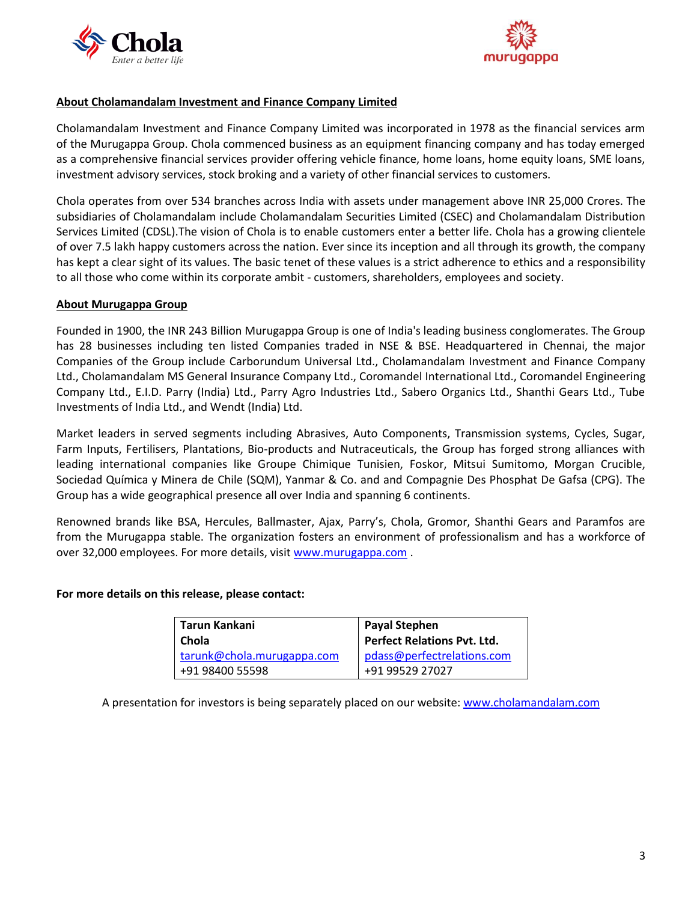**About Cholamandalam Investment and Finance Company Limited**

Cholamandalam Investment and Finance Company Limited was incorporated in 1978 as the financial services arm of the Murugappa Group. Chola commenced business as an equipment financing company and has today emerged as a comprehensive financial services provider offering vehicle finance, home loans, home equity loans, SME loans, investment advisory services, stock broking and a variety of other financial services to customers.

Chola operates from over 534 branches across India with assets under management above INR 25,000 Crores. The subsidiaries of Cholamandalam include Cholamandalam Securities Limited (CSEC) and Cholamandalam Distribution Services Limited (CDSL).The vision of Chola is to enable customers enter a better life. Chola has a growing clientele of over 7.5 lakh happy customers across the nation. Ever since its inception and all through its growth, the company has kept a clear sight of its values. The basic tenet of these values is a strict adherence to ethics and a responsibility to all those who come within its corporate ambit - customers, shareholders, employees and society.

**About Murugappa Group**

Founded in 1900, the INR 243 Billion Murugappa Group is one of India's leading business conglomerates. The Group has 28 businesses including ten listed Companies traded in NSE & BSE. Headquartered in Chennai, the major Companies of the Group include Carborundum Universal Ltd., Cholamandalam Investment and Finance Company Ltd., Cholamandalam MS General Insurance Company Ltd., Coromandel International Ltd., Coromandel Engineering Company Ltd., E.I.D. Parry (India) Ltd., Parry Agro Industries Ltd., Sabero Organics Ltd., Shanthi Gears Ltd., Tube Investments of India Ltd., and Wendt (India) Ltd.

Market leaders in served segments including Abrasives, Auto Components, Transmission systems, Cycles, Sugar, Farm Inputs, Fertilisers, Plantations, Bio-products and Nutraceuticals, the Group has forged strong alliances with leading international companies like Groupe Chimique Tunisien, Foskor, Mitsui Sumitomo, Morgan Crucible, Sociedad Química y Minera de Chile (SQM), Yanmar & Co. and and Compagnie Des Phosphat De Gafsa (CPG). The Group has a wide geographical presence all over India and spanning 6 continents.

Renowned brands like BSA, Hercules, Ballmaster, Ajax, Parry's, Chola, Gromor, Shanthi Gears and Paramfos are from the Murugappa stable. The organization fosters an environment of professionalism and has a workforce of over 32,000 employees. For more details, visit www.murugappa.com .

**For more details on this release, please contact:**

| | |
|---|---|
| **Tarun Kankani** | **Payal Stephen** |
| **Chola** | **Perfect Relations Pvt. Ltd.** |
| tarunk@chola.murugappa.com | pdass@perfectrelations.com |
| +91 98400 55598 | +91 99529 27027 |

A presentation for investors is being separately placed on our website: www.cholamandalam.com